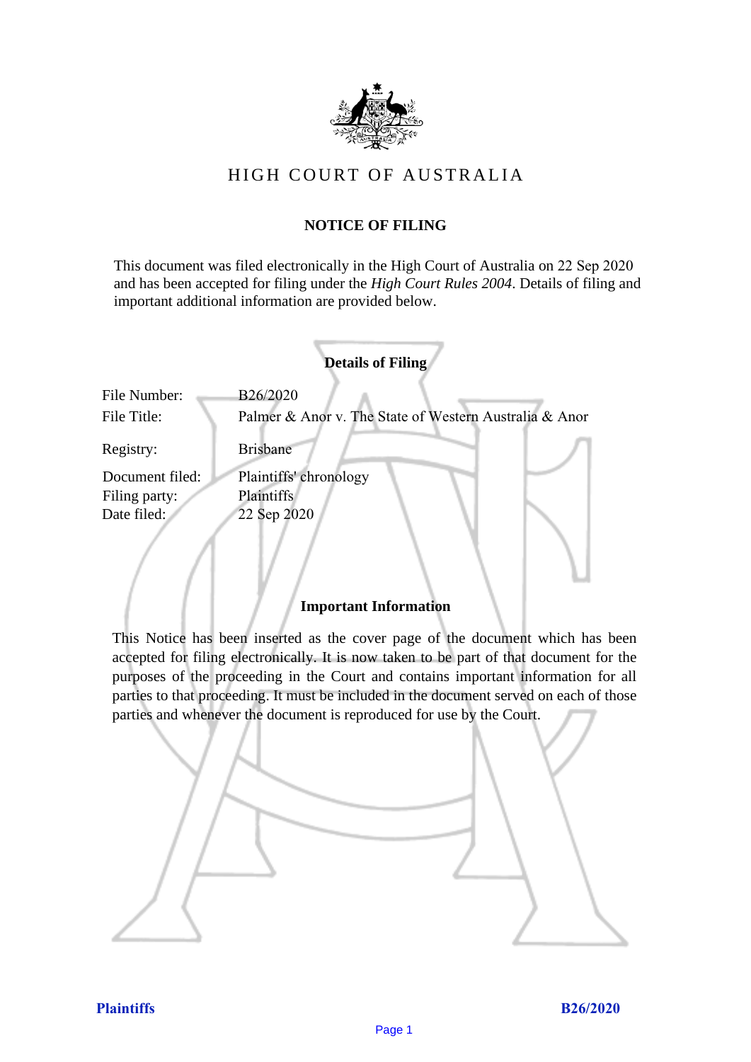# HIGH COURT OF AUSTRALIA

## NOTICE OF FILING

This document was filed electronically in the High Court of Australia on 22 Sep 2020 and has been accepted for filing under the *High Court Rules 2004*. Details of filing and important additional information are provided below.

### Details of Filing

| | |
|---|---|
| File Number: | B26/2020 |
| File Title: | Palmer & Anor v. The State of Western Australia & Anor |
| Registry: | Brisbane |
| Document filed: | Plaintiffs' chronology |
| Filing party: | Plaintiffs |
| Date filed: | 22 Sep 2020 |

### Important Information

This Notice has been inserted as the cover page of the document which has been accepted for filing electronically. It is now taken to be part of that document for the purposes of the proceeding in the Court and contains important information for all parties to that proceeding. It must be included in the document served on each of those parties and whenever the document is reproduced for use by the Court.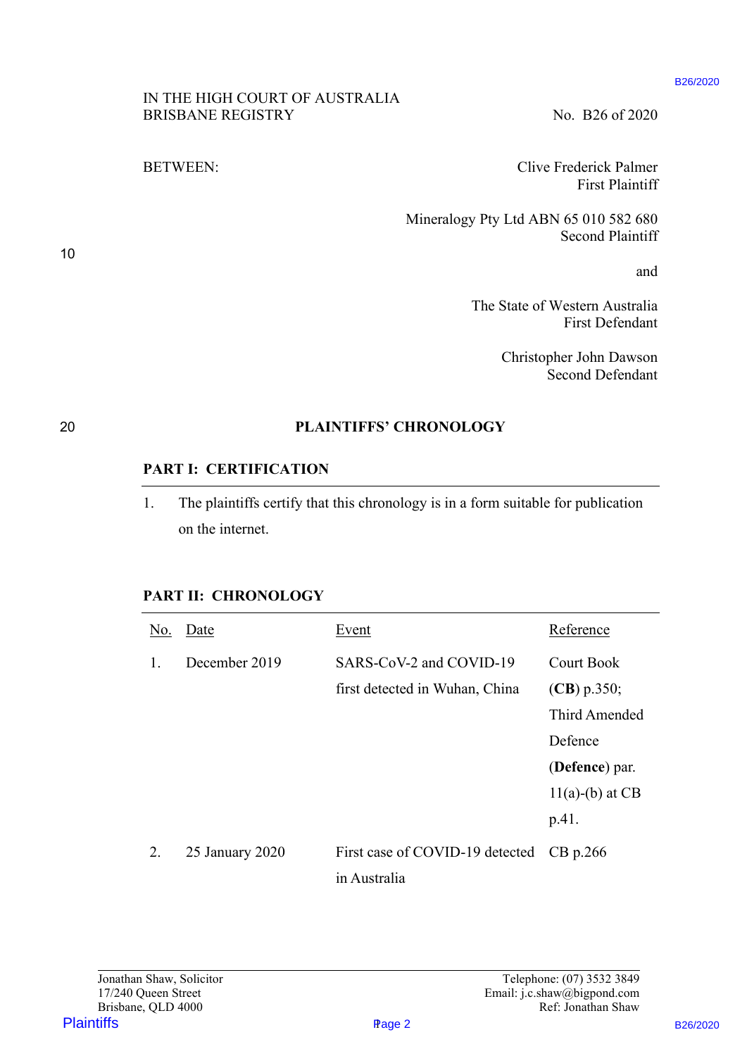IN THE HIGH COURT OF AUSTRALIA
BRISBANE REGISTRY

No. B26 of 2020

BETWEEN:

Clive Frederick Palmer
First Plaintiff

Mineralogy Pty Ltd ABN 65 010 582 680
Second Plaintiff

and

The State of Western Australia
First Defendant

Christopher John Dawson
Second Defendant

**PLAINTIFFS' CHRONOLOGY**

## PART I: CERTIFICATION

1. The plaintiffs certify that this chronology is in a form suitable for publication on the internet.

## PART II: CHRONOLOGY

| No. | Date | Event | Reference |
|---|---|---|---|
| 1. | December 2019 | SARS-CoV-2 and COVID-19 first detected in Wuhan, China | Court Book (**CB**) p.350; Third Amended Defence (**Defence**) par. 11(a)-(b) at CB p.41. |
| 2. | 25 January 2020 | First case of COVID-19 detected in Australia | CB p.266 |

Jonathan Shaw, Solicitor
17/240 Queen Street
Brisbane, QLD 4000

Telephone: (07) 3532 3849
Email: j.c.shaw@bigpond.com
Ref: Jonathan Shaw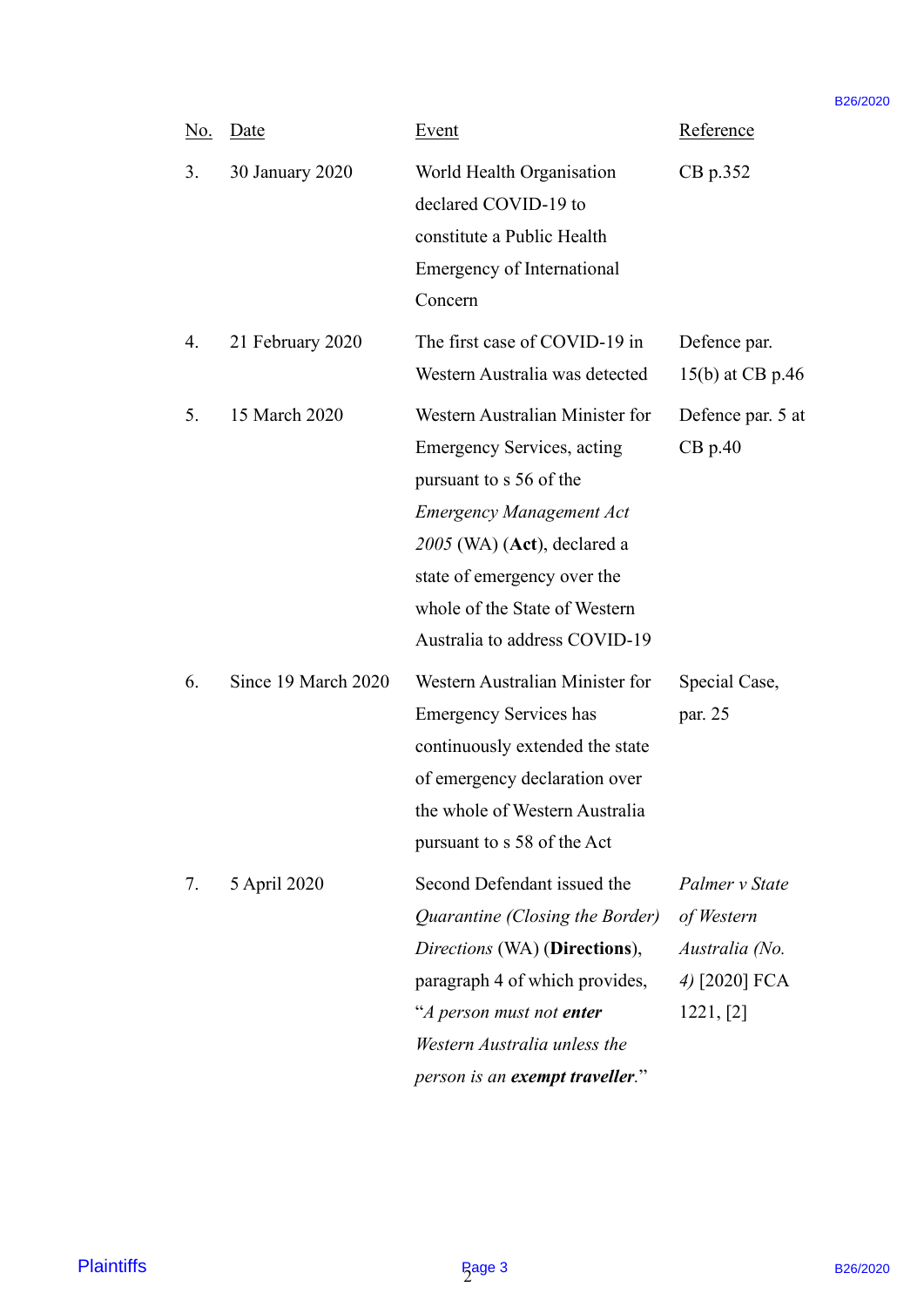| No. | Date | Event | Reference |
|---|---|---|---|
| 3. | 30 January 2020 | World Health Organisation declared COVID-19 to constitute a Public Health Emergency of International Concern | CB p.352 |
| 4. | 21 February 2020 | The first case of COVID-19 in Western Australia was detected | Defence par. 15(b) at CB p.46 |
| 5. | 15 March 2020 | Western Australian Minister for Emergency Services, acting pursuant to s 56 of the *Emergency Management Act 2005* (WA) (**Act**), declared a state of emergency over the whole of the State of Western Australia to address COVID-19 | Defence par. 5 at CB p.40 |
| 6. | Since 19 March 2020 | Western Australian Minister for Emergency Services has continuously extended the state of emergency declaration over the whole of Western Australia pursuant to s 58 of the Act | Special Case, par. 25 |
| 7. | 5 April 2020 | Second Defendant issued the *Quarantine (Closing the Border) Directions* (WA) (**Directions**), paragraph 4 of which provides, "*A person must not **enter** Western Australia unless the person is an **exempt traveller**.*" | *Palmer v State of Western Australia (No. 4)* [2020] FCA 1221, [2] |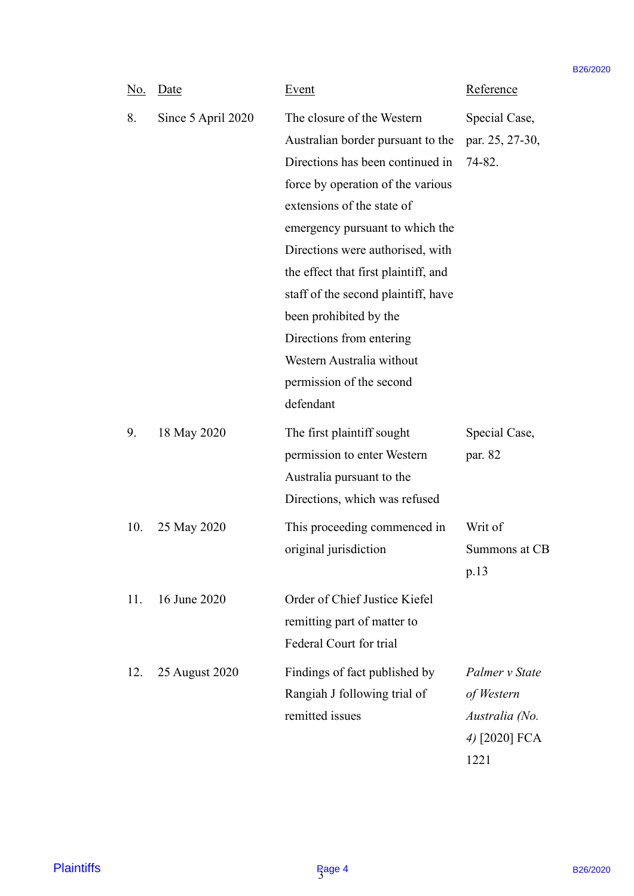| No. | Date | Event | Reference |
|---|---|---|---|
| 8. | Since 5 April 2020 | The closure of the Western Australian border pursuant to the Directions has been continued in force by operation of the various extensions of the state of emergency pursuant to which the Directions were authorised, with the effect that first plaintiff, and staff of the second plaintiff, have been prohibited by the Directions from entering Western Australia without permission of the second defendant | Special Case, par. 25, 27-30, 74-82. |
| 9. | 18 May 2020 | The first plaintiff sought permission to enter Western Australia pursuant to the Directions, which was refused | Special Case, par. 82 |
| 10. | 25 May 2020 | This proceeding commenced in original jurisdiction | Writ of Summons at CB p.13 |
| 11. | 16 June 2020 | Order of Chief Justice Kiefel remitting part of matter to Federal Court for trial | |
| 12. | 25 August 2020 | Findings of fact published by Rangiah J following trial of remitted issues | *Palmer v State of Western Australia (No. 4)* [2020] FCA 1221 |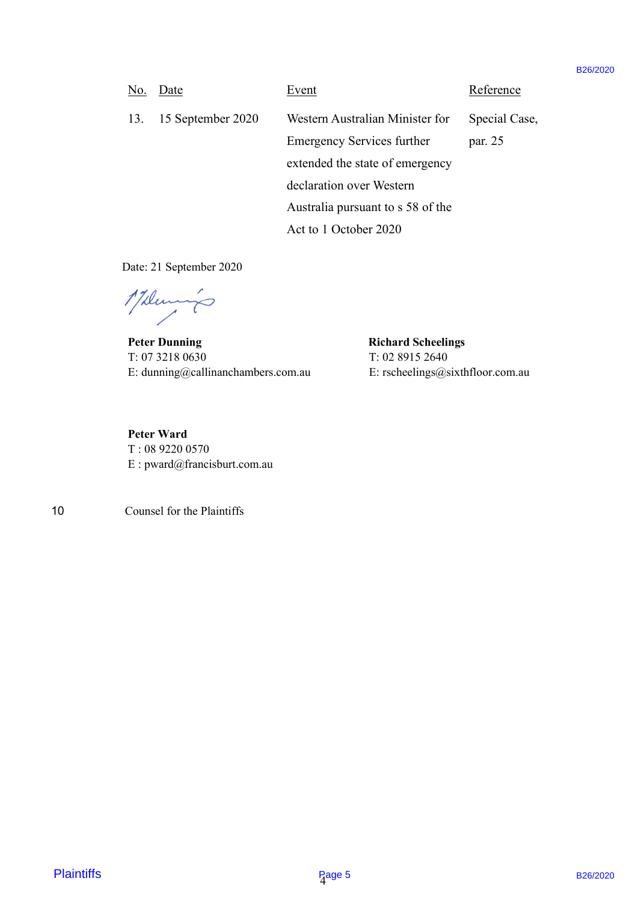| No. | Date | Event | Reference |
| --- | --- | --- | --- |
| 13. | 15 September 2020 | Western Australian Minister for Emergency Services further extended the state of emergency declaration over Western Australia pursuant to s 58 of the Act to 1 October 2020 | Special Case, par. 25 |

Date: 21 September 2020

**Peter Dunning**
T: 07 3218 0630
E: dunning@callinanchambers.com.au

**Richard Scheelings**
T: 02 8915 2640
E: rscheelings@sixthfloor.com.au

**Peter Ward**
T : 08 9220 0570
E : pward@francisburt.com.au

Counsel for the Plaintiffs